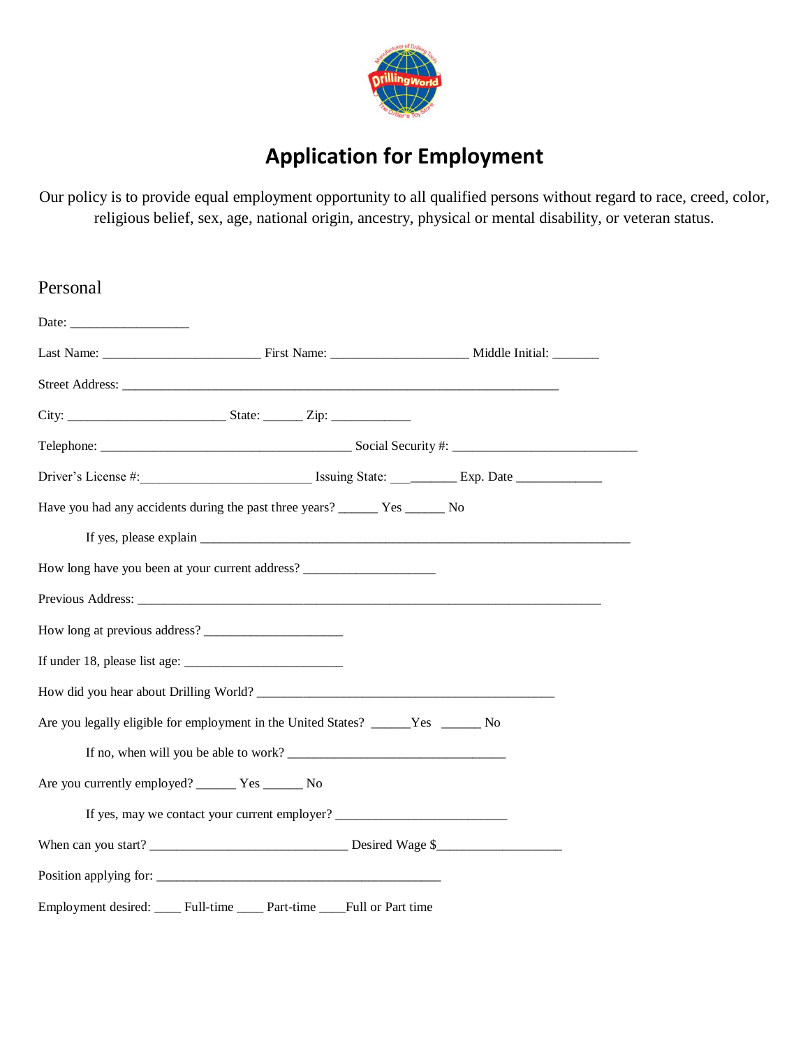# Application for Employment

Our policy is to provide equal employment opportunity to all qualified persons without regard to race, creed, color, religious belief, sex, age, national origin, ancestry, physical or mental disability, or veteran status.

## Personal

Date: _________________

Last Name: _______________________ First Name: ____________________ Middle Initial: _______

Street Address: _______________________________________________________________

City: _______________________ State: ______ Zip: ____________

Telephone: ____________________________________ Social Security #: ___________________________

Driver's License #:_________________________ Issuing State: ___________ Exp. Date _____________

Have you had any accidents during the past three years? ______ Yes ______ No

If yes, please explain _______________________________________________________________

How long have you been at your current address? ___________________

Previous Address: _____________________________________________________________________

How long at previous address? ____________________

If under 18, please list age: _______________________

How did you hear about Drilling World? _____________________________________________

Are you legally eligible for employment in the United States? ______Yes ______ No

If no, when will you be able to work? ________________________________

Are you currently employed? ______ Yes ______ No

If yes, may we contact your current employer? _________________________

When can you start? _____________________________ Desired Wage $__________________

Position applying for: __________________________________________

Employment desired: ____ Full-time ____ Part-time ____Full or Part time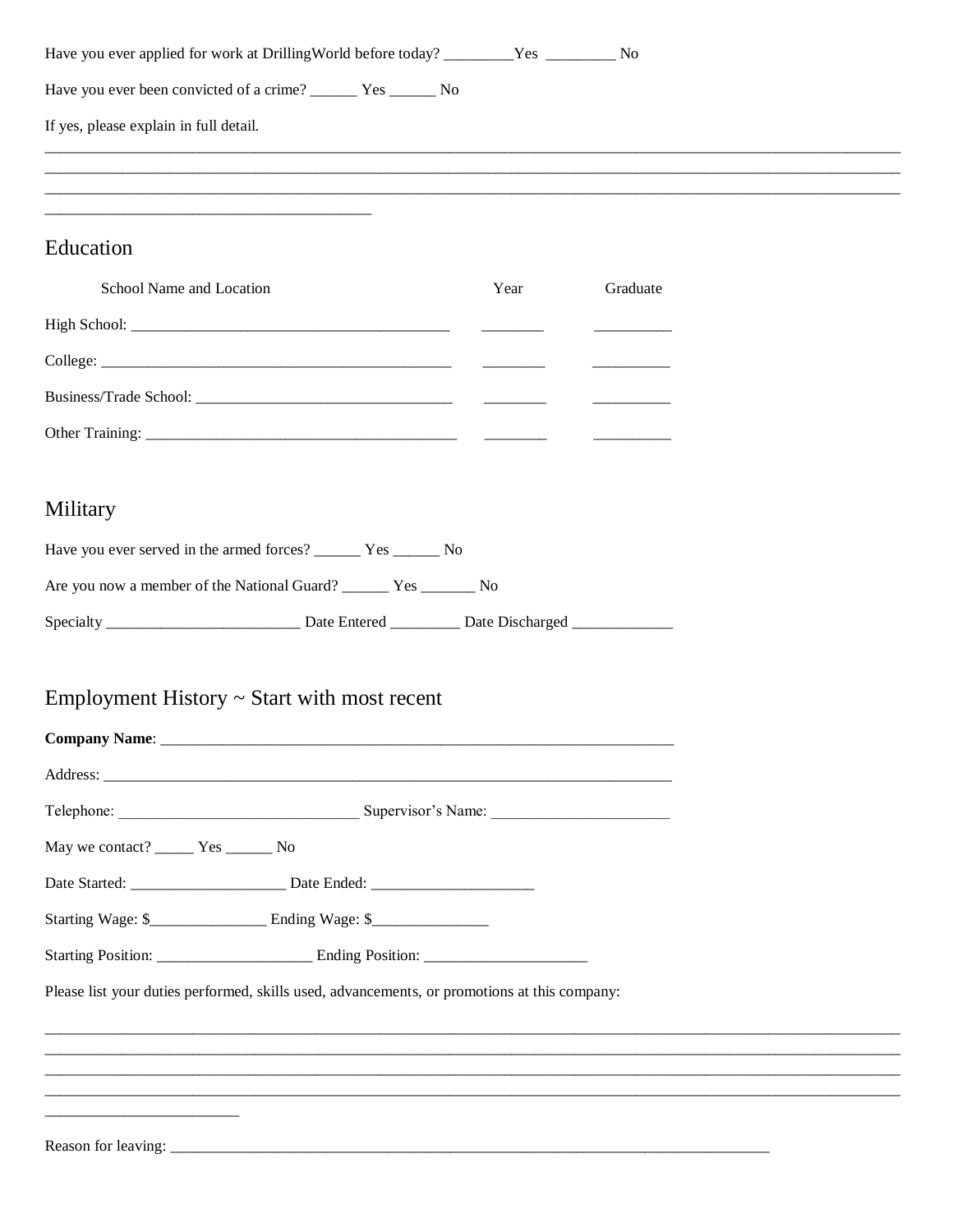Have you ever applied for work at DrillingWorld before today? _________Yes _________ No

Have you ever been convicted of a crime? ______ Yes ______ No

If yes, please explain in full detail.

_______________________________________________________________________________________________________________
_______________________________________________________________________________________________________________
_______________________________________________________________________________________________________________
__________________________________________

## Education

| School Name and Location | Year | Graduate |
|---|---|---|
| High School: __________________________________________ | ________ | __________ |
| College: ______________________________________________ | ________ | __________ |
| Business/Trade School: _________________________________ | ________ | __________ |
| Other Training: ________________________________________ | ________ | __________ |

## Military

Have you ever served in the armed forces? ______ Yes ______ No

Are you now a member of the National Guard? ______ Yes _______ No

Specialty _________________________ Date Entered _________ Date Discharged _____________

## Employment History ~ Start with most recent

**Company Name**: ____________________________________________________________________

Address: ____________________________________________________________________________

Telephone: ______________________________ Supervisor's Name: ______________________

May we contact? _____ Yes ______ No

Date Started: ____________________ Date Ended: _____________________

Starting Wage: $_______________ Ending Wage: $_______________

Starting Position: ____________________ Ending Position: _____________________

Please list your duties performed, skills used, advancements, or promotions at this company:

_______________________________________________________________________________________________________________
_______________________________________________________________________________________________________________
_______________________________________________________________________________________________________________
_______________________________________________________________________________________________________________
_________________________

Reason for leaving: ________________________________________________________________________________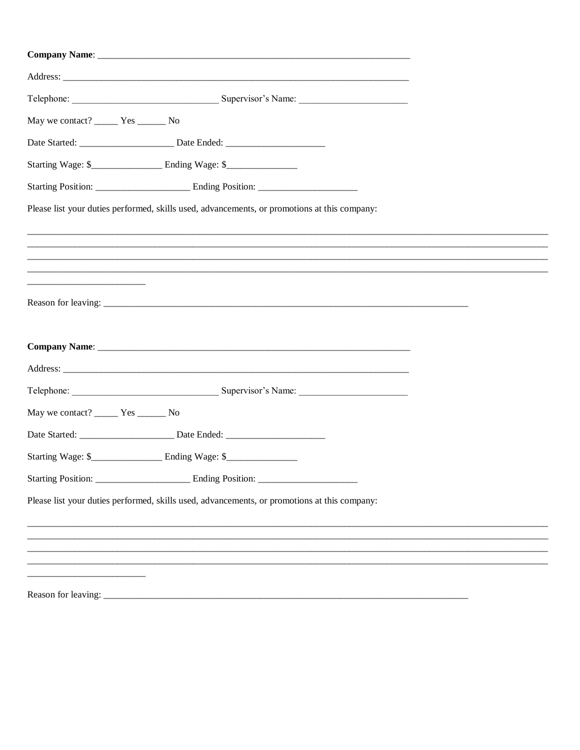**Company Name**: ____________________________________________________________________

Address: ___________________________________________________________________________

Telephone: _______________________________ Supervisor's Name: _______________________

May we contact? _____ Yes ______ No

Date Started: ____________________ Date Ended: _____________________

Starting Wage: $_______________ Ending Wage: $_______________

Starting Position: ____________________ Ending Position: _____________________

Please list your duties performed, skills used, advancements, or promotions at this company:

_____________________________________________________________________________________________________________
_____________________________________________________________________________________________________________
_____________________________________________________________________________________________________________
_____________________________________________________________________________________________________________
_________________________

Reason for leaving: _________________________________________________________________________________

**Company Name**: ____________________________________________________________________

Address: ___________________________________________________________________________

Telephone: _______________________________ Supervisor's Name: _______________________

May we contact? _____ Yes ______ No

Date Started: ____________________ Date Ended: _____________________

Starting Wage: $_______________ Ending Wage: $_______________

Starting Position: ____________________ Ending Position: _____________________

Please list your duties performed, skills used, advancements, or promotions at this company:

_____________________________________________________________________________________________________________
_____________________________________________________________________________________________________________
_____________________________________________________________________________________________________________
_____________________________________________________________________________________________________________
_________________________

Reason for leaving: _________________________________________________________________________________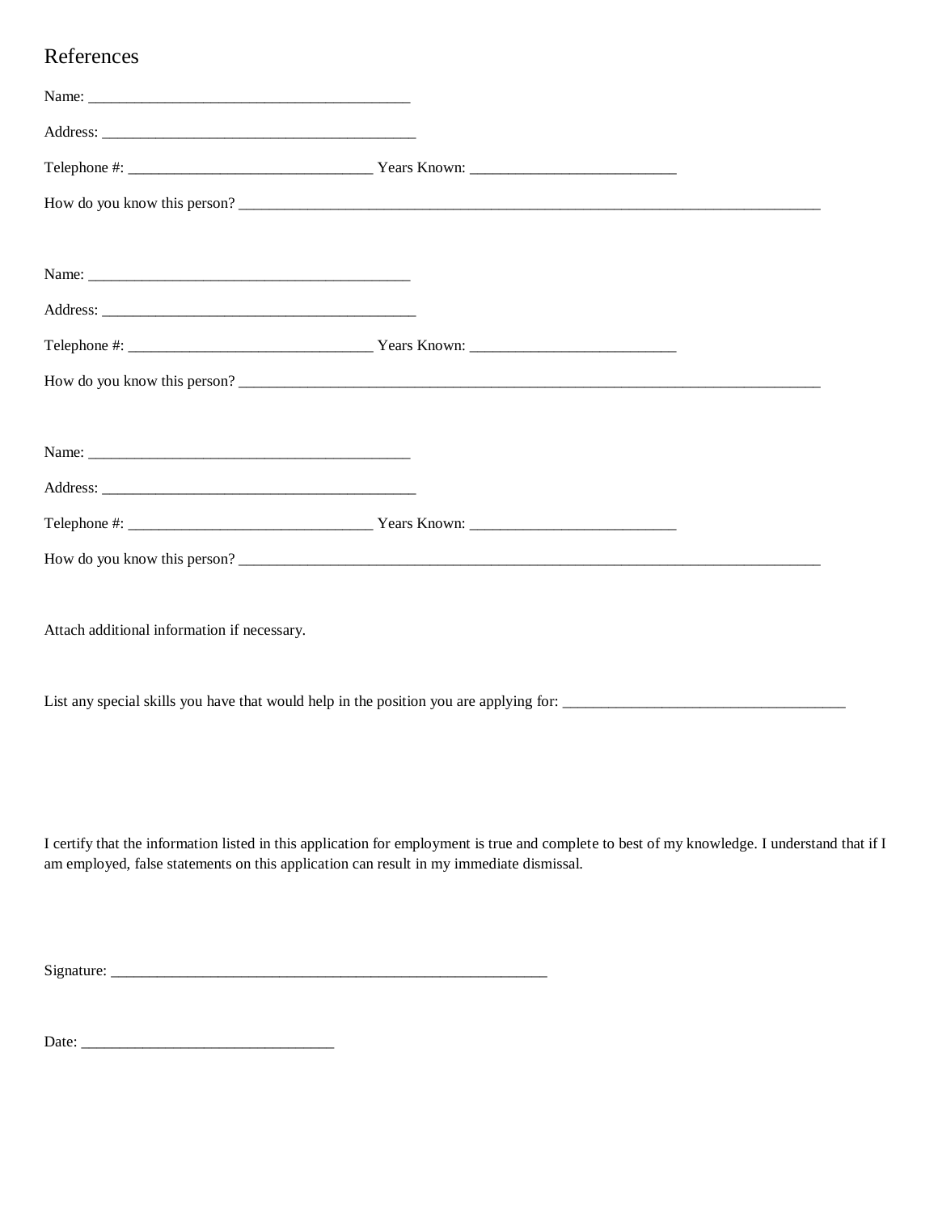# References

Name: ___________________________________________

Address: __________________________________________

Telephone #: ________________________________ Years Known: ___________________________

How do you know this person? ______________________________________________________________________________

Name: ___________________________________________

Address: __________________________________________

Telephone #: ________________________________ Years Known: ___________________________

How do you know this person? ______________________________________________________________________________

Name: ___________________________________________

Address: __________________________________________

Telephone #: ________________________________ Years Known: ___________________________

How do you know this person? ______________________________________________________________________________

Attach additional information if necessary.

List any special skills you have that would help in the position you are applying for: ______________________________________

I certify that the information listed in this application for employment is true and complete to best of my knowledge. I understand that if I am employed, false statements on this application can result in my immediate dismissal.

Signature: ___________________________________________________________

Date: _________________________________